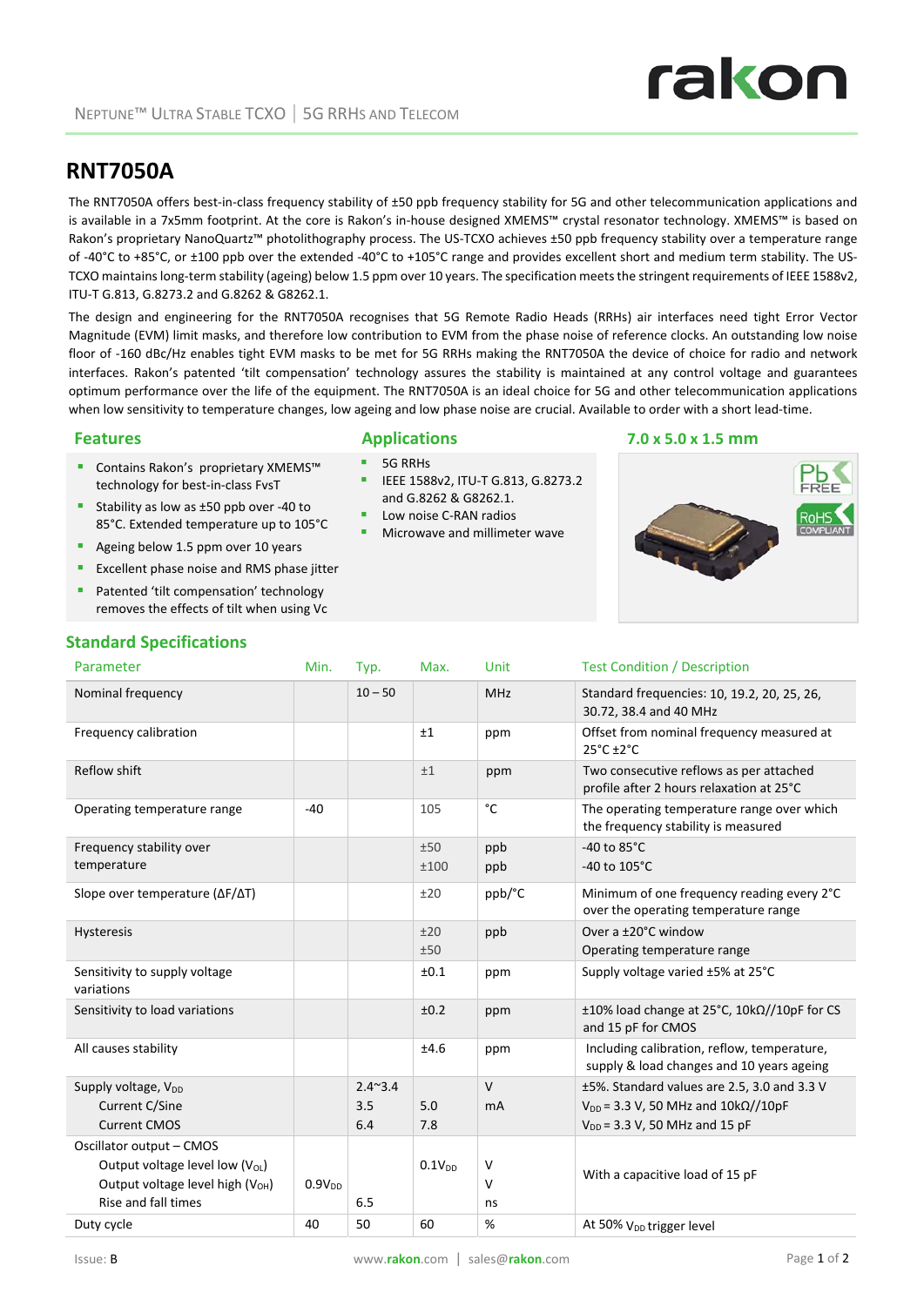# RNT7050A

The RNT7050A offers best-in-class frequency stability of ±50 ppb frequency stability for 5G and other telecommunication applications and is available in a 7x5mm footprint. At the core is Rakon's in-house designed XMEMS™ crystal resonator technology. XMEMS™ is based on Rakon's proprietary NanoQuartz™ photolithography process. The US-TCXO achieves ±50 ppb frequency stability over a temperature range of -40°C to +85°C, or ±100 ppb over the extended -40°C to +105°C range and provides excellent short and medium term stability. The US-TCXO maintains long-term stability (ageing) below 1.5 ppm over 10 years. The specification meets the stringent requirements of IEEE 1588v2, ITU-T G.813, G.8273.2 and G.8262 & G8262.1.

The design and engineering for the RNT7050A recognises that 5G Remote Radio Heads (RRHs) air interfaces need tight Error Vector Magnitude (EVM) limit masks, and therefore low contribution to EVM from the phase noise of reference clocks. An outstanding low noise floor of -160 dBc/Hz enables tight EVM masks to be met for 5G RRHs making the RNT7050A the device of choice for radio and network interfaces. Rakon's patented 'tilt compensation' technology assures the stability is maintained at any control voltage and guarantees optimum performance over the life of the equipment. The RNT7050A is an ideal choice for 5G and other telecommunication applications when low sensitivity to temperature changes, low ageing and low phase noise are crucial. Available to order with a short lead-time.

## Features

- Contains Rakon's proprietary XMEMS™ technology for best-in-class FvsT
- Stability as low as ±50 ppb over -40 to 85°C. Extended temperature up to 105°C
- Ageing below 1.5 ppm over 10 years
- Excellent phase noise and RMS phase jitter
- Patented 'tilt compensation' technology removes the effects of tilt when using Vc

## Applications

- 5G RRHs
- IEEE 1588v2, ITU-T G.813, G.8273.2 and G.8262 & G8262.1.
- Low noise C-RAN radios
- Microwave and millimeter wave

## 7.0 x 5.0 x 1.5 mm

Pb FREE

RoHS COMPLIANT

## Standard Specifications

| Parameter | Min. | Typ. | Max. | Unit | Test Condition / Description |
|---|---|---|---|---|---|
| Nominal frequency | | 10 – 50 | | MHz | Standard frequencies: 10, 19.2, 20, 25, 26, 30.72, 38.4 and 40 MHz |
| Frequency calibration | | | ±1 | ppm | Offset from nominal frequency measured at 25°C ±2°C |
| Reflow shift | | | ±1 | ppm | Two consecutive reflows as per attached profile after 2 hours relaxation at 25°C |
| Operating temperature range | -40 | | 105 | °C | The operating temperature range over which the frequency stability is measured |
| Frequency stability over temperature | | | ±50<br>±100 | ppb<br>ppb | -40 to 85°C<br>-40 to 105°C |
| Slope over temperature (ΔF/ΔT) | | | ±20 | ppb/°C | Minimum of one frequency reading every 2°C over the operating temperature range |
| Hysteresis | | | ±20<br>±50 | ppb | Over a ±20°C window<br>Operating temperature range |
| Sensitivity to supply voltage variations | | | ±0.1 | ppm | Supply voltage varied ±5% at 25°C |
| Sensitivity to load variations | | | ±0.2 | ppm | ±10% load change at 25°C, 10kΩ//10pF for CS and 15 pF for CMOS |
| All causes stability | | | ±4.6 | ppm | Including calibration, reflow, temperature, supply & load changes and 10 years ageing |
| Supply voltage, $V_{DD}$<br>Current C/Sine<br>Current CMOS | | 2.4~3.4<br>3.5<br>6.4 | <br>5.0<br>7.8 | V<br>mA | ±5%. Standard values are 2.5, 3.0 and 3.3 V<br>$V_{DD}$ = 3.3 V, 50 MHz and 10kΩ//10pF<br>$V_{DD}$ = 3.3 V, 50 MHz and 15 pF |
| Oscillator output – CMOS<br>Output voltage level low ($V_{OL}$)<br>Output voltage level high ($V_{OH}$)<br>Rise and fall times | <br><br>$0.9V_{DD}$<br> | <br><br><br>6.5 | <br>$0.1V_{DD}$<br><br> | <br>V<br>V<br>ns | With a capacitive load of 15 pF |
| Duty cycle | 40 | 50 | 60 | % | At 50% $V_{DD}$ trigger level |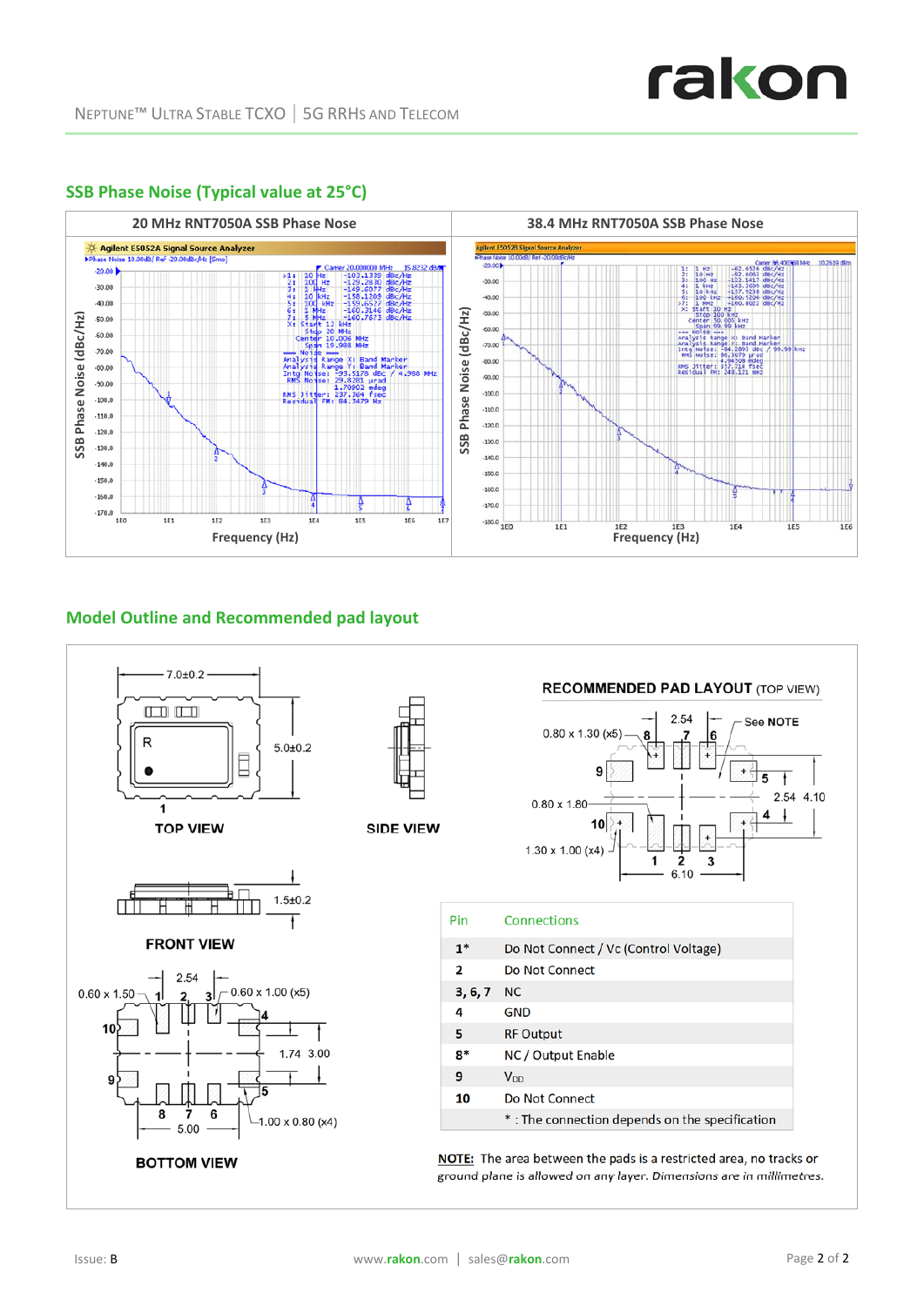## SSB Phase Noise (Typical value at 25°C)

| 20 MHz RNT7050A SSB Phase Nose | 38.4 MHz RNT7050A SSB Phase Nose |
|---|---|

SSB Phase Noise (dBc/Hz)

Frequency (Hz)

SSB Phase Noise (dBc/Hz)

Frequency (Hz)

## Model Outline and Recommended pad layout

TOP VIEW

SIDE VIEW

FRONT VIEW

BOTTOM VIEW

RECOMMENDED PAD LAYOUT (TOP VIEW)

| Pin | Connections |
|---|---|
| 1* | Do Not Connect / Vc (Control Voltage) |
| 2 | Do Not Connect |
| 3, 6, 7 | NC |
| 4 | GND |
| 5 | RF Output |
| 8* | NC / Output Enable |
| 9 | $V_{DD}$ |
| 10 | Do Not Connect |
| | * : The connection depends on the specification |

**NOTE:** The area between the pads is a restricted area, no tracks or ground plane is allowed on any layer. Dimensions are in millimetres.